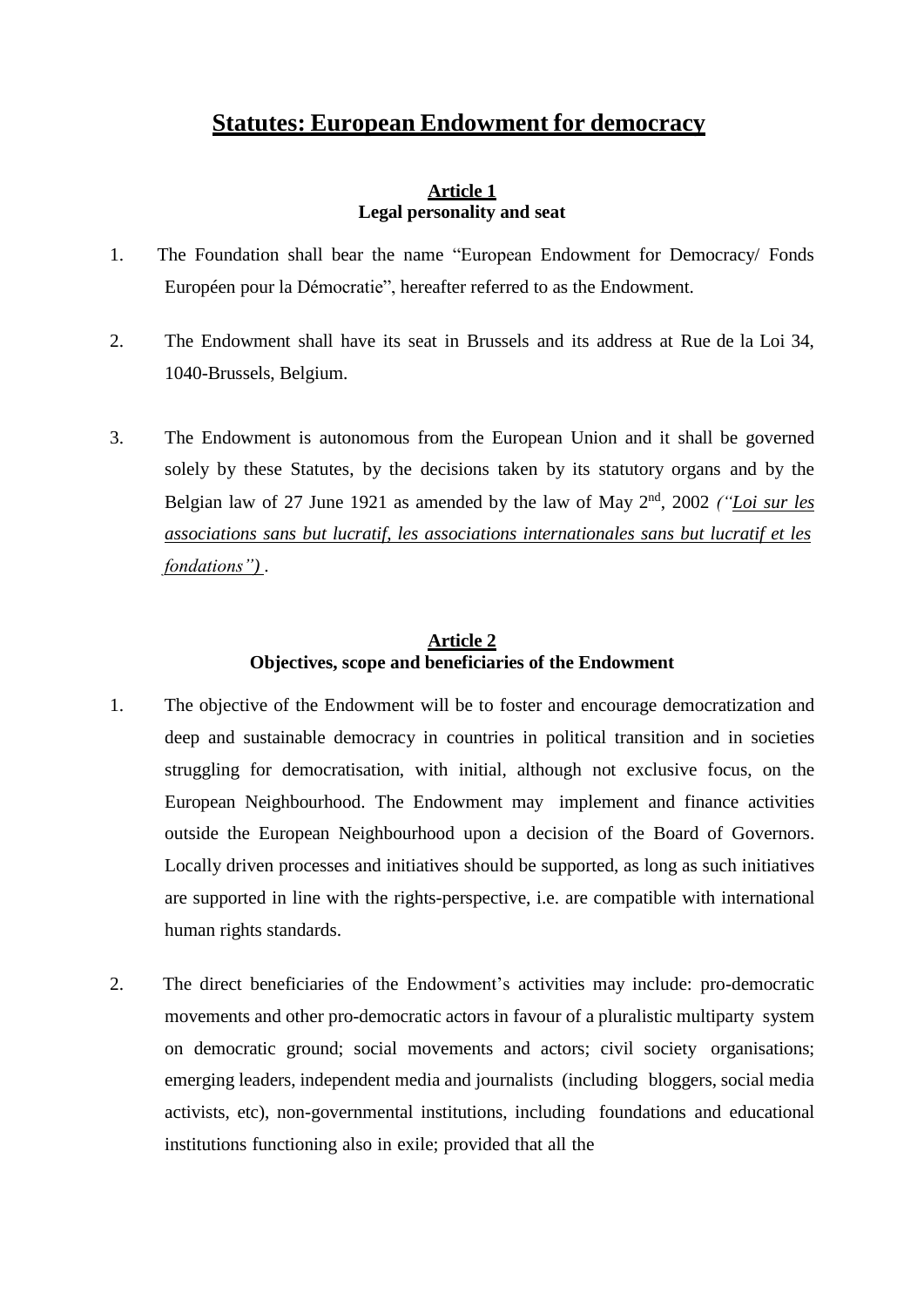# **Statutes: European Endowment for democracy**

## **Article 1**
**Legal personality and seat**

1. The Foundation shall bear the name "European Endowment for Democracy/ Fonds Européen pour la Démocratie", hereafter referred to as the Endowment.

2. The Endowment shall have its seat in Brussels and its address at Rue de la Loi 34, 1040-Brussels, Belgium.

3. The Endowment is autonomous from the European Union and it shall be governed solely by these Statutes, by the decisions taken by its statutory organs and by the Belgian law of 27 June 1921 as amended by the law of May 2nd, 2002 *("Loi sur les associations sans but lucratif, les associations internationales sans but lucratif et les fondations")* .

## **Article 2**
**Objectives, scope and beneficiaries of the Endowment**

1. The objective of the Endowment will be to foster and encourage democratization and deep and sustainable democracy in countries in political transition and in societies struggling for democratisation, with initial, although not exclusive focus, on the European Neighbourhood. The Endowment may implement and finance activities outside the European Neighbourhood upon a decision of the Board of Governors. Locally driven processes and initiatives should be supported, as long as such initiatives are supported in line with the rights-perspective, i.e. are compatible with international human rights standards.

2. The direct beneficiaries of the Endowment's activities may include: pro-democratic movements and other pro-democratic actors in favour of a pluralistic multiparty system on democratic ground; social movements and actors; civil society organisations; emerging leaders, independent media and journalists (including bloggers, social media activists, etc), non-governmental institutions, including foundations and educational institutions functioning also in exile; provided that all the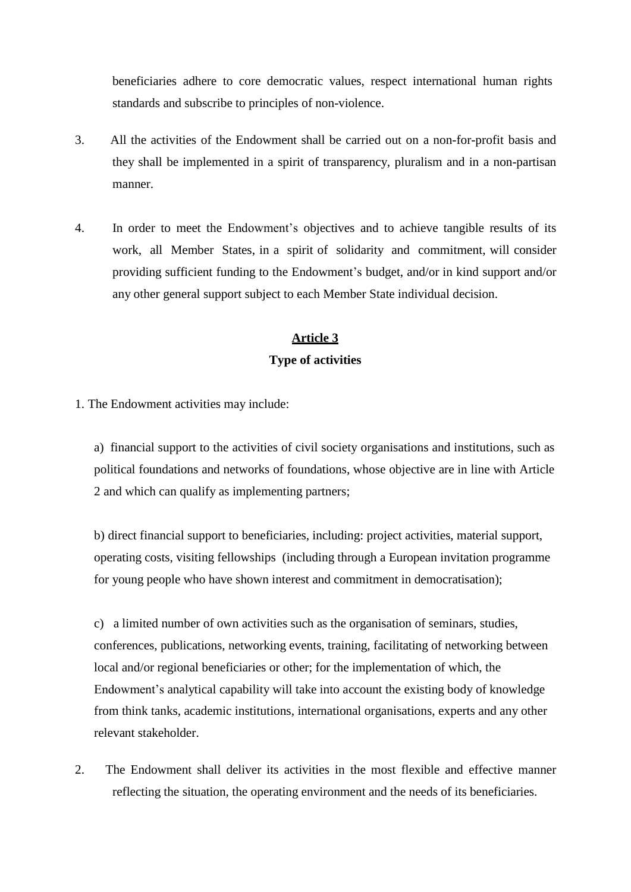beneficiaries adhere to core democratic values, respect international human rights standards and subscribe to principles of non-violence.

3. All the activities of the Endowment shall be carried out on a non-for-profit basis and they shall be implemented in a spirit of transparency, pluralism and in a non-partisan manner.

4. In order to meet the Endowment's objectives and to achieve tangible results of its work, all Member States, in a spirit of solidarity and commitment, will consider providing sufficient funding to the Endowment's budget, and/or in kind support and/or any other general support subject to each Member State individual decision.

## Article 3
### Type of activities

1. The Endowment activities may include:

a) financial support to the activities of civil society organisations and institutions, such as political foundations and networks of foundations, whose objective are in line with Article 2 and which can qualify as implementing partners;

b) direct financial support to beneficiaries, including: project activities, material support, operating costs, visiting fellowships (including through a European invitation programme for young people who have shown interest and commitment in democratisation);

c) a limited number of own activities such as the organisation of seminars, studies, conferences, publications, networking events, training, facilitating of networking between local and/or regional beneficiaries or other; for the implementation of which, the Endowment's analytical capability will take into account the existing body of knowledge from think tanks, academic institutions, international organisations, experts and any other relevant stakeholder.

2. The Endowment shall deliver its activities in the most flexible and effective manner reflecting the situation, the operating environment and the needs of its beneficiaries.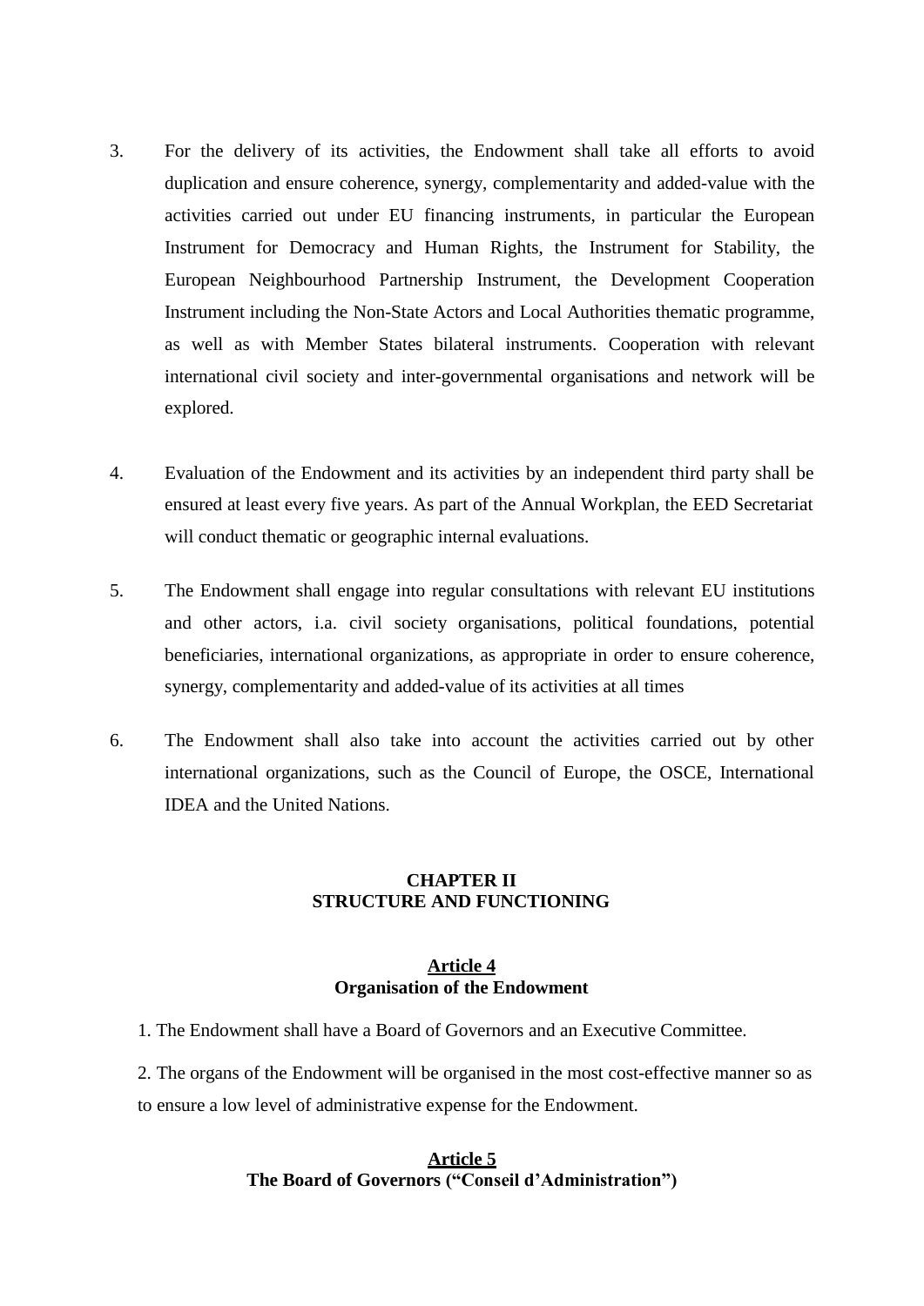3. For the delivery of its activities, the Endowment shall take all efforts to avoid duplication and ensure coherence, synergy, complementarity and added-value with the activities carried out under EU financing instruments, in particular the European Instrument for Democracy and Human Rights, the Instrument for Stability, the European Neighbourhood Partnership Instrument, the Development Cooperation Instrument including the Non-State Actors and Local Authorities thematic programme, as well as with Member States bilateral instruments. Cooperation with relevant international civil society and inter-governmental organisations and network will be explored.

4. Evaluation of the Endowment and its activities by an independent third party shall be ensured at least every five years. As part of the Annual Workplan, the EED Secretariat will conduct thematic or geographic internal evaluations.

5. The Endowment shall engage into regular consultations with relevant EU institutions and other actors, i.a. civil society organisations, political foundations, potential beneficiaries, international organizations, as appropriate in order to ensure coherence, synergy, complementarity and added-value of its activities at all times

6. The Endowment shall also take into account the activities carried out by other international organizations, such as the Council of Europe, the OSCE, International IDEA and the United Nations.

## CHAPTER II
## STRUCTURE AND FUNCTIONING

### Article 4
### Organisation of the Endowment

1. The Endowment shall have a Board of Governors and an Executive Committee.

2. The organs of the Endowment will be organised in the most cost-effective manner so as to ensure a low level of administrative expense for the Endowment.

### Article 5
### The Board of Governors ("Conseil d'Administration")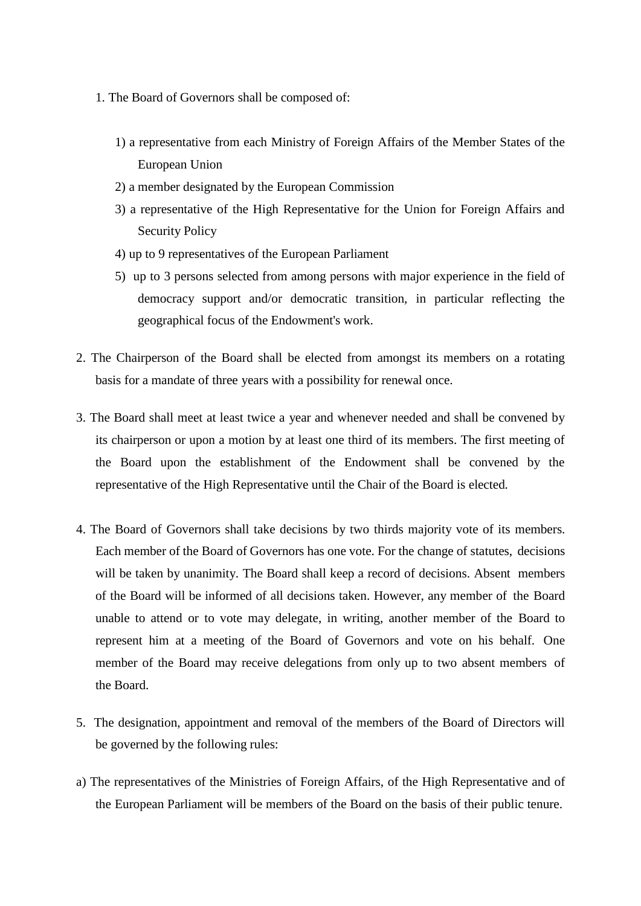1. The Board of Governors shall be composed of:

   1) a representative from each Ministry of Foreign Affairs of the Member States of the European Union
   2) a member designated by the European Commission
   3) a representative of the High Representative for the Union for Foreign Affairs and Security Policy
   4) up to 9 representatives of the European Parliament
   5) up to 3 persons selected from among persons with major experience in the field of democracy support and/or democratic transition, in particular reflecting the geographical focus of the Endowment's work.

2. The Chairperson of the Board shall be elected from amongst its members on a rotating basis for a mandate of three years with a possibility for renewal once.

3. The Board shall meet at least twice a year and whenever needed and shall be convened by its chairperson or upon a motion by at least one third of its members. The first meeting of the Board upon the establishment of the Endowment shall be convened by the representative of the High Representative until the Chair of the Board is elected.

4. The Board of Governors shall take decisions by two thirds majority vote of its members. Each member of the Board of Governors has one vote. For the change of statutes, decisions will be taken by unanimity. The Board shall keep a record of decisions. Absent members of the Board will be informed of all decisions taken. However, any member of the Board unable to attend or to vote may delegate, in writing, another member of the Board to represent him at a meeting of the Board of Governors and vote on his behalf. One member of the Board may receive delegations from only up to two absent members of the Board.

5. The designation, appointment and removal of the members of the Board of Directors will be governed by the following rules:

a) The representatives of the Ministries of Foreign Affairs, of the High Representative and of the European Parliament will be members of the Board on the basis of their public tenure.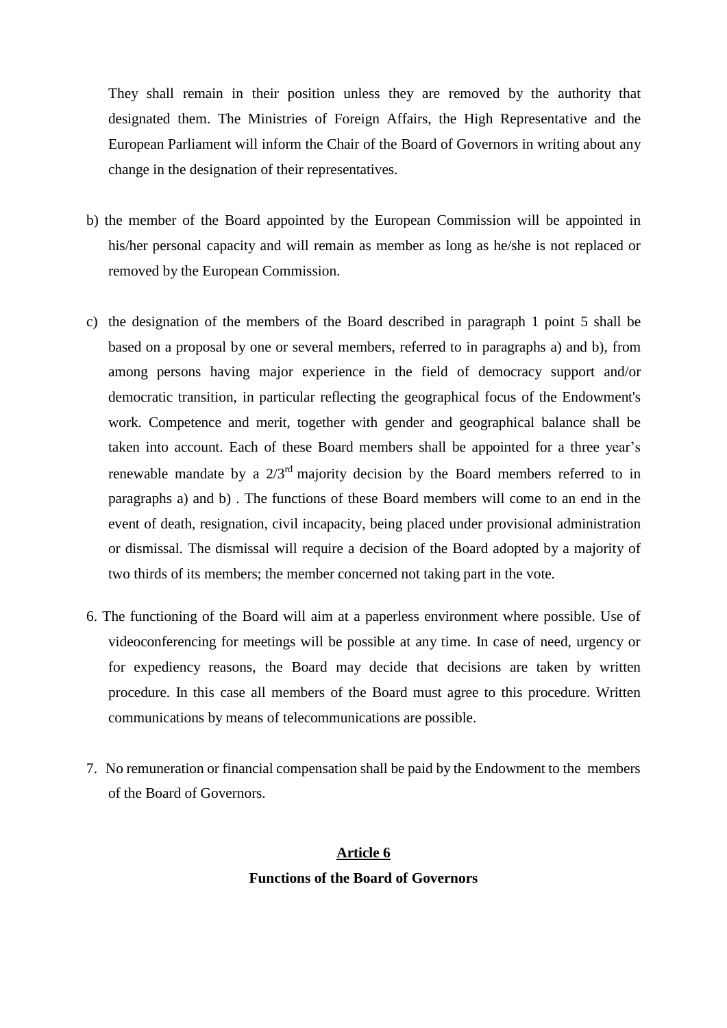They shall remain in their position unless they are removed by the authority that designated them. The Ministries of Foreign Affairs, the High Representative and the European Parliament will inform the Chair of the Board of Governors in writing about any change in the designation of their representatives.

b) the member of the Board appointed by the European Commission will be appointed in his/her personal capacity and will remain as member as long as he/she is not replaced or removed by the European Commission.

c) the designation of the members of the Board described in paragraph 1 point 5 shall be based on a proposal by one or several members, referred to in paragraphs a) and b), from among persons having major experience in the field of democracy support and/or democratic transition, in particular reflecting the geographical focus of the Endowment's work. Competence and merit, together with gender and geographical balance shall be taken into account. Each of these Board members shall be appointed for a three year's renewable mandate by a 2/3rd majority decision by the Board members referred to in paragraphs a) and b) . The functions of these Board members will come to an end in the event of death, resignation, civil incapacity, being placed under provisional administration or dismissal. The dismissal will require a decision of the Board adopted by a majority of two thirds of its members; the member concerned not taking part in the vote.

6. The functioning of the Board will aim at a paperless environment where possible. Use of videoconferencing for meetings will be possible at any time. In case of need, urgency or for expediency reasons, the Board may decide that decisions are taken by written procedure. In this case all members of the Board must agree to this procedure. Written communications by means of telecommunications are possible.

7. No remuneration or financial compensation shall be paid by the Endowment to the members of the Board of Governors.

## Article 6

**Functions of the Board of Governors**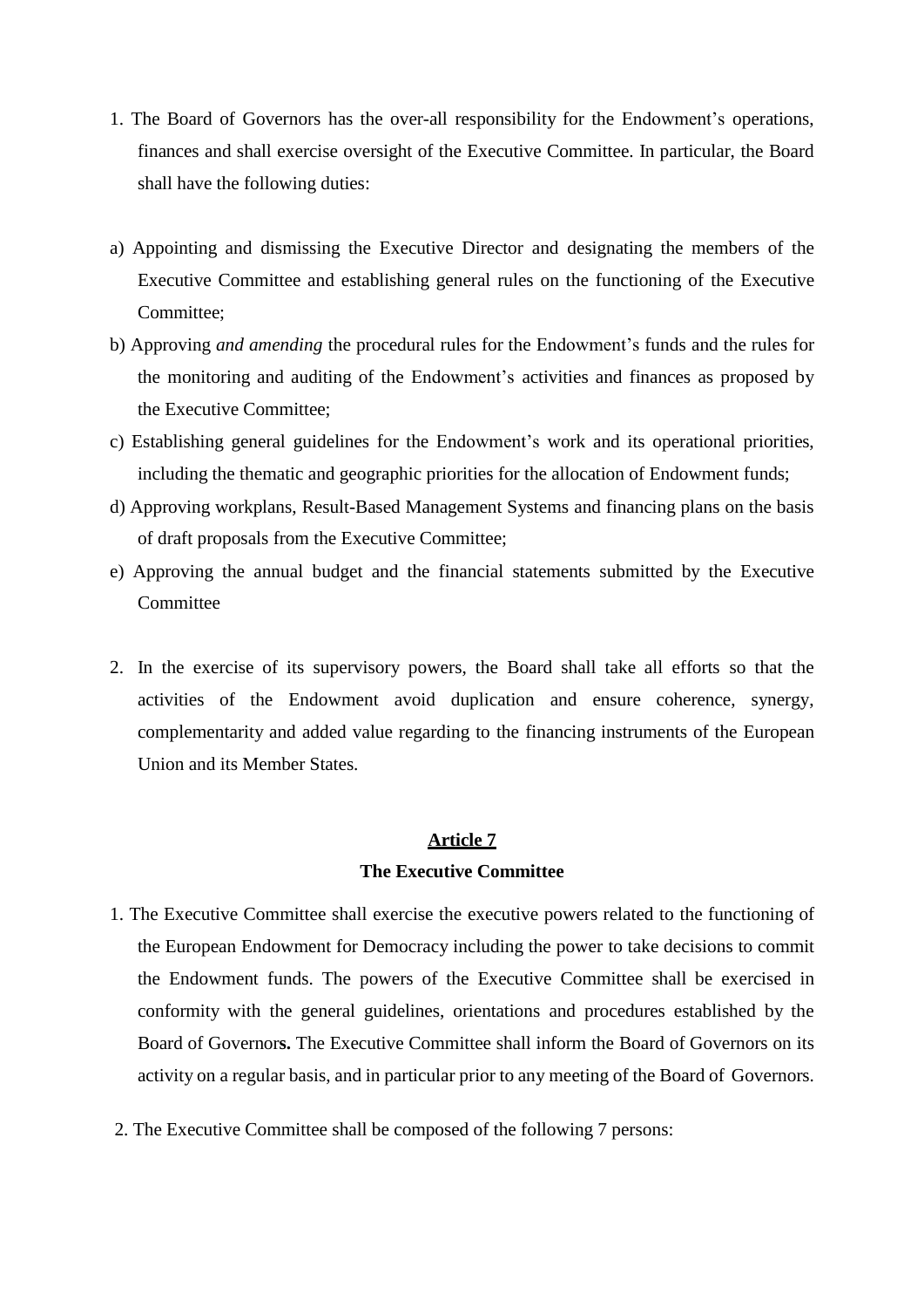1. The Board of Governors has the over-all responsibility for the Endowment's operations, finances and shall exercise oversight of the Executive Committee. In particular, the Board shall have the following duties:

a) Appointing and dismissing the Executive Director and designating the members of the Executive Committee and establishing general rules on the functioning of the Executive Committee;

b) Approving *and amending* the procedural rules for the Endowment's funds and the rules for the monitoring and auditing of the Endowment's activities and finances as proposed by the Executive Committee;

c) Establishing general guidelines for the Endowment's work and its operational priorities, including the thematic and geographic priorities for the allocation of Endowment funds;

d) Approving workplans, Result-Based Management Systems and financing plans on the basis of draft proposals from the Executive Committee;

e) Approving the annual budget and the financial statements submitted by the Executive Committee

2. In the exercise of its supervisory powers, the Board shall take all efforts so that the activities of the Endowment avoid duplication and ensure coherence, synergy, complementarity and added value regarding to the financing instruments of the European Union and its Member States.

## Article 7

### The Executive Committee

1. The Executive Committee shall exercise the executive powers related to the functioning of the European Endowment for Democracy including the power to take decisions to commit the Endowment funds. The powers of the Executive Committee shall be exercised in conformity with the general guidelines, orientations and procedures established by the Board of Governor**s.** The Executive Committee shall inform the Board of Governors on its activity on a regular basis, and in particular prior to any meeting of the Board of Governors.

2. The Executive Committee shall be composed of the following 7 persons: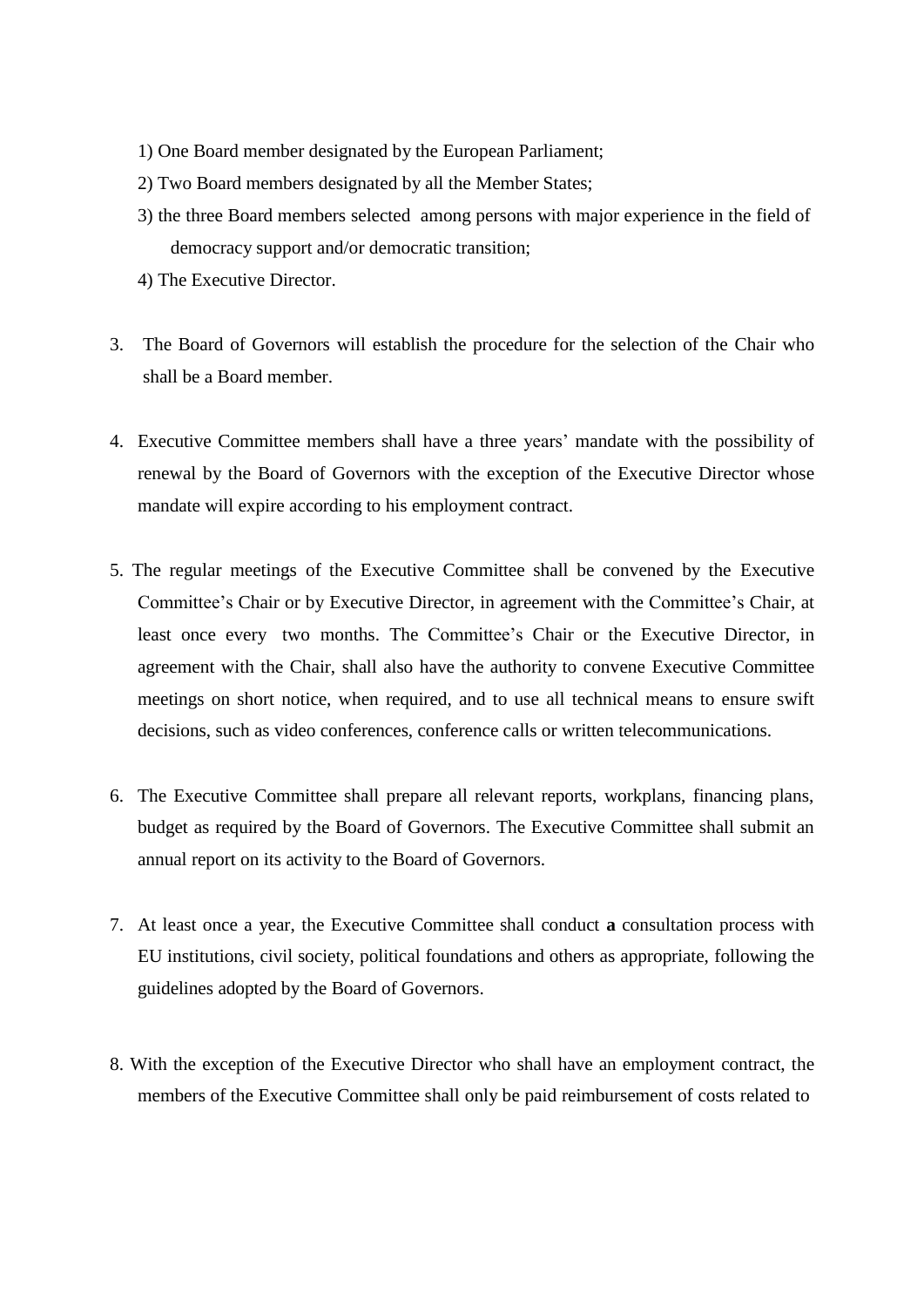1) One Board member designated by the European Parliament;

2) Two Board members designated by all the Member States;

3) the three Board members selected among persons with major experience in the field of democracy support and/or democratic transition;

4) The Executive Director.

3. The Board of Governors will establish the procedure for the selection of the Chair who shall be a Board member.

4. Executive Committee members shall have a three years' mandate with the possibility of renewal by the Board of Governors with the exception of the Executive Director whose mandate will expire according to his employment contract.

5. The regular meetings of the Executive Committee shall be convened by the Executive Committee's Chair or by Executive Director, in agreement with the Committee's Chair, at least once every two months. The Committee's Chair or the Executive Director, in agreement with the Chair, shall also have the authority to convene Executive Committee meetings on short notice, when required, and to use all technical means to ensure swift decisions, such as video conferences, conference calls or written telecommunications.

6. The Executive Committee shall prepare all relevant reports, workplans, financing plans, budget as required by the Board of Governors. The Executive Committee shall submit an annual report on its activity to the Board of Governors.

7. At least once a year, the Executive Committee shall conduct **a** consultation process with EU institutions, civil society, political foundations and others as appropriate, following the guidelines adopted by the Board of Governors.

8. With the exception of the Executive Director who shall have an employment contract, the members of the Executive Committee shall only be paid reimbursement of costs related to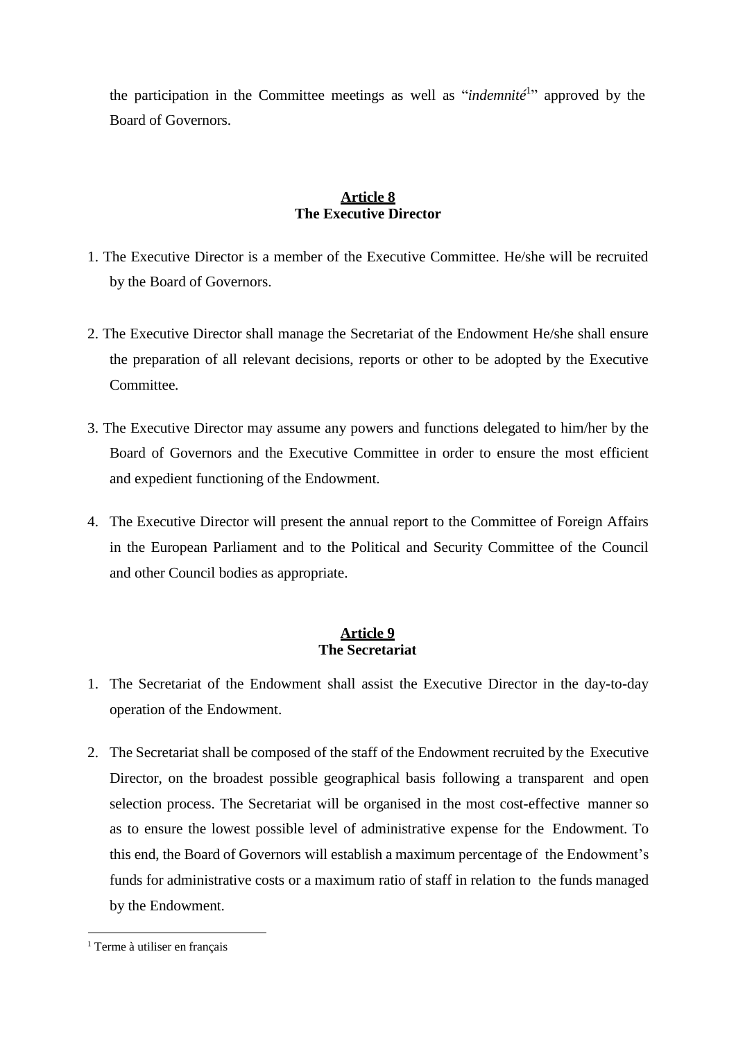the participation in the Committee meetings as well as "*indemnité*[1]" approved by the Board of Governors.

**Article 8**
**The Executive Director**

1. The Executive Director is a member of the Executive Committee. He/she will be recruited by the Board of Governors.

2. The Executive Director shall manage the Secretariat of the Endowment He/she shall ensure the preparation of all relevant decisions, reports or other to be adopted by the Executive Committee.

3. The Executive Director may assume any powers and functions delegated to him/her by the Board of Governors and the Executive Committee in order to ensure the most efficient and expedient functioning of the Endowment.

4. The Executive Director will present the annual report to the Committee of Foreign Affairs in the European Parliament and to the Political and Security Committee of the Council and other Council bodies as appropriate.

**Article 9**
**The Secretariat**

1. The Secretariat of the Endowment shall assist the Executive Director in the day-to-day operation of the Endowment.

2. The Secretariat shall be composed of the staff of the Endowment recruited by the Executive Director, on the broadest possible geographical basis following a transparent and open selection process. The Secretariat will be organised in the most cost-effective manner so as to ensure the lowest possible level of administrative expense for the Endowment. To this end, the Board of Governors will establish a maximum percentage of the Endowment's funds for administrative costs or a maximum ratio of staff in relation to the funds managed by the Endowment.

---

[1] Terme à utiliser en français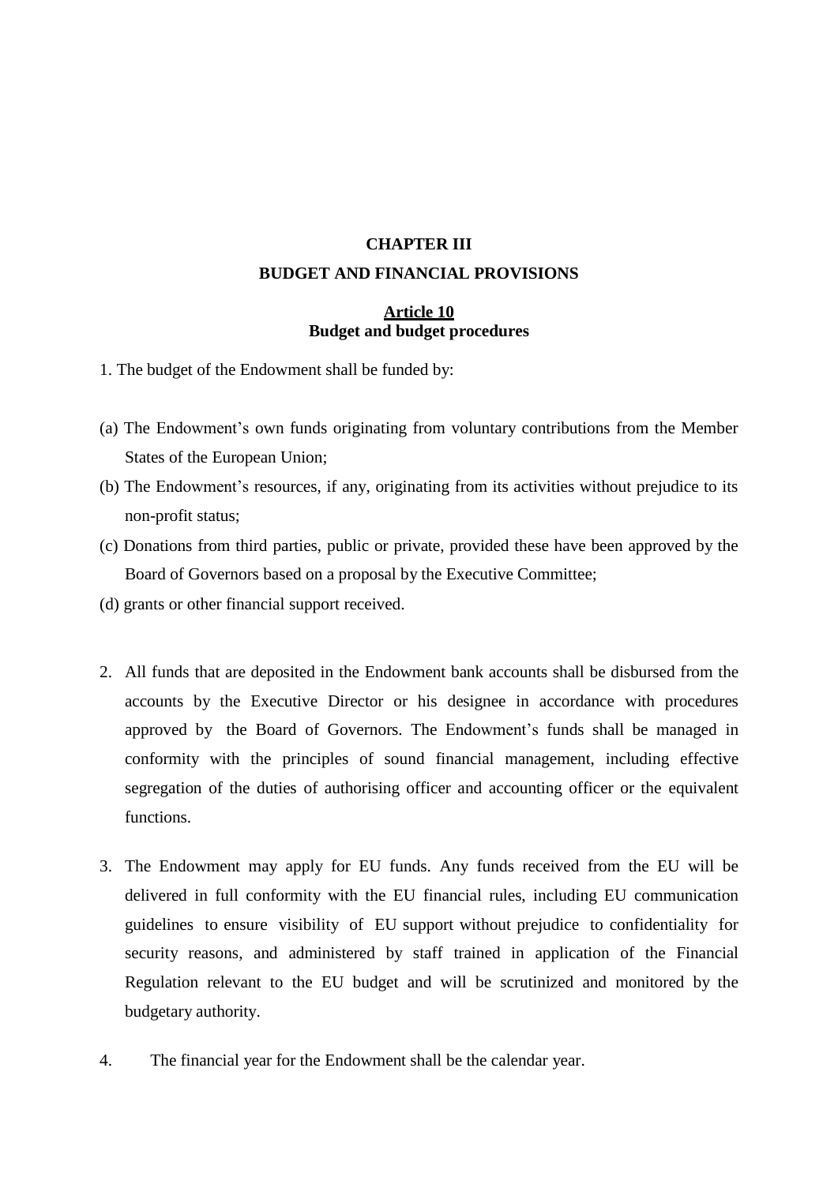## CHAPTER III

## BUDGET AND FINANCIAL PROVISIONS

### Article 10
### Budget and budget procedures

1. The budget of the Endowment shall be funded by:

(a) The Endowment's own funds originating from voluntary contributions from the Member States of the European Union;

(b) The Endowment's resources, if any, originating from its activities without prejudice to its non-profit status;

(c) Donations from third parties, public or private, provided these have been approved by the Board of Governors based on a proposal by the Executive Committee;

(d) grants or other financial support received.

2. All funds that are deposited in the Endowment bank accounts shall be disbursed from the accounts by the Executive Director or his designee in accordance with procedures approved by the Board of Governors. The Endowment's funds shall be managed in conformity with the principles of sound financial management, including effective segregation of the duties of authorising officer and accounting officer or the equivalent functions.

3. The Endowment may apply for EU funds. Any funds received from the EU will be delivered in full conformity with the EU financial rules, including EU communication guidelines to ensure visibility of EU support without prejudice to confidentiality for security reasons, and administered by staff trained in application of the Financial Regulation relevant to the EU budget and will be scrutinized and monitored by the budgetary authority.

4. The financial year for the Endowment shall be the calendar year.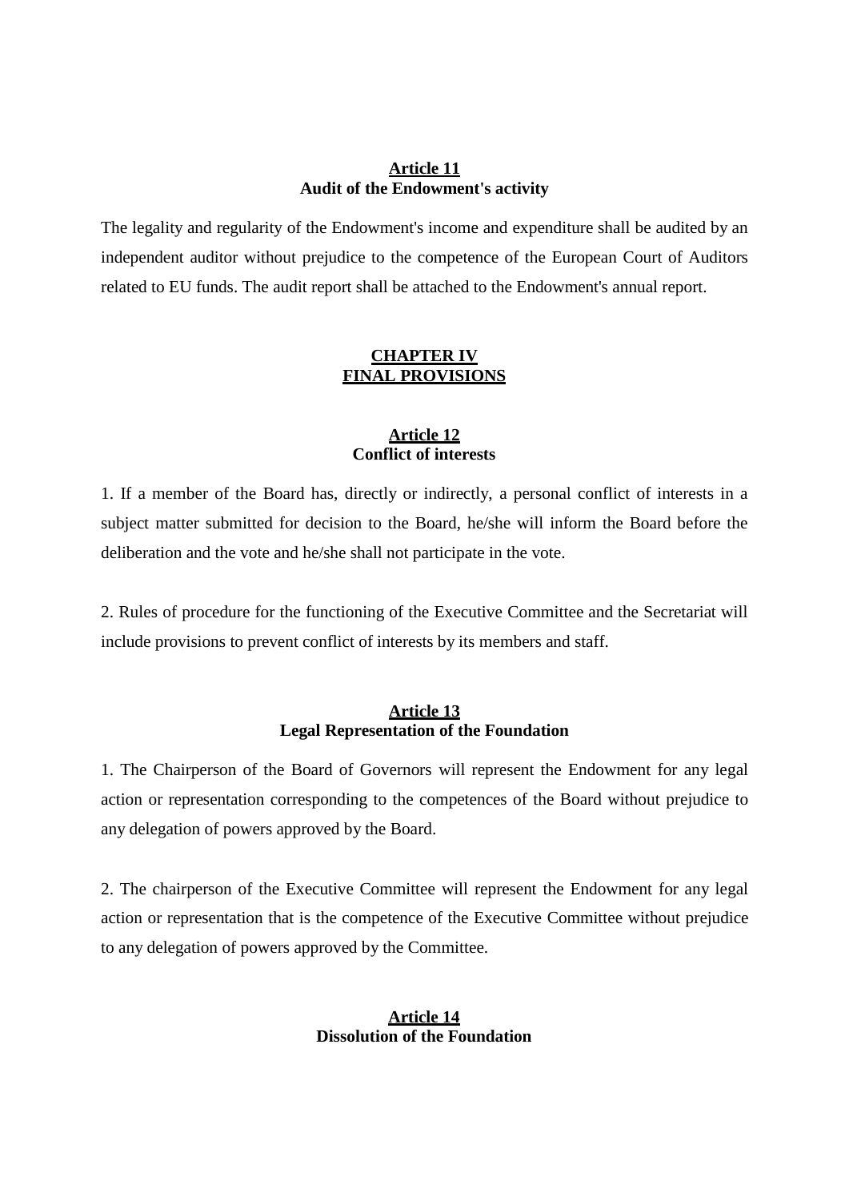### **Article 11**
### **Audit of the Endowment's activity**

The legality and regularity of the Endowment's income and expenditure shall be audited by an independent auditor without prejudice to the competence of the European Court of Auditors related to EU funds. The audit report shall be attached to the Endowment's annual report.

## **CHAPTER IV**
## **FINAL PROVISIONS**

### **Article 12**
### **Conflict of interests**

1. If a member of the Board has, directly or indirectly, a personal conflict of interests in a subject matter submitted for decision to the Board, he/she will inform the Board before the deliberation and the vote and he/she shall not participate in the vote.

2. Rules of procedure for the functioning of the Executive Committee and the Secretariat will include provisions to prevent conflict of interests by its members and staff.

### **Article 13**
### **Legal Representation of the Foundation**

1. The Chairperson of the Board of Governors will represent the Endowment for any legal action or representation corresponding to the competences of the Board without prejudice to any delegation of powers approved by the Board.

2. The chairperson of the Executive Committee will represent the Endowment for any legal action or representation that is the competence of the Executive Committee without prejudice to any delegation of powers approved by the Committee.

### **Article 14**
### **Dissolution of the Foundation**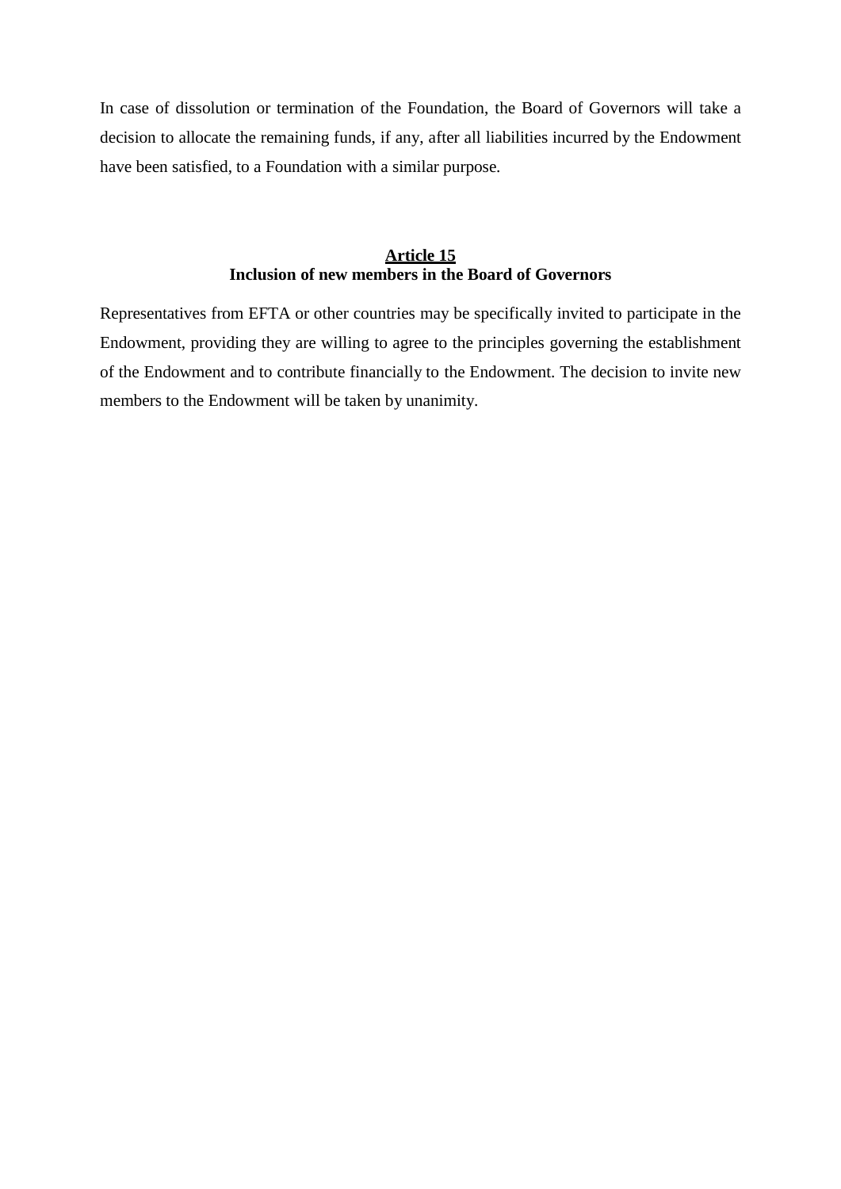In case of dissolution or termination of the Foundation, the Board of Governors will take a decision to allocate the remaining funds, if any, after all liabilities incurred by the Endowment have been satisfied, to a Foundation with a similar purpose.

## Article 15
## Inclusion of new members in the Board of Governors

Representatives from EFTA or other countries may be specifically invited to participate in the Endowment, providing they are willing to agree to the principles governing the establishment of the Endowment and to contribute financially to the Endowment. The decision to invite new members to the Endowment will be taken by unanimity.